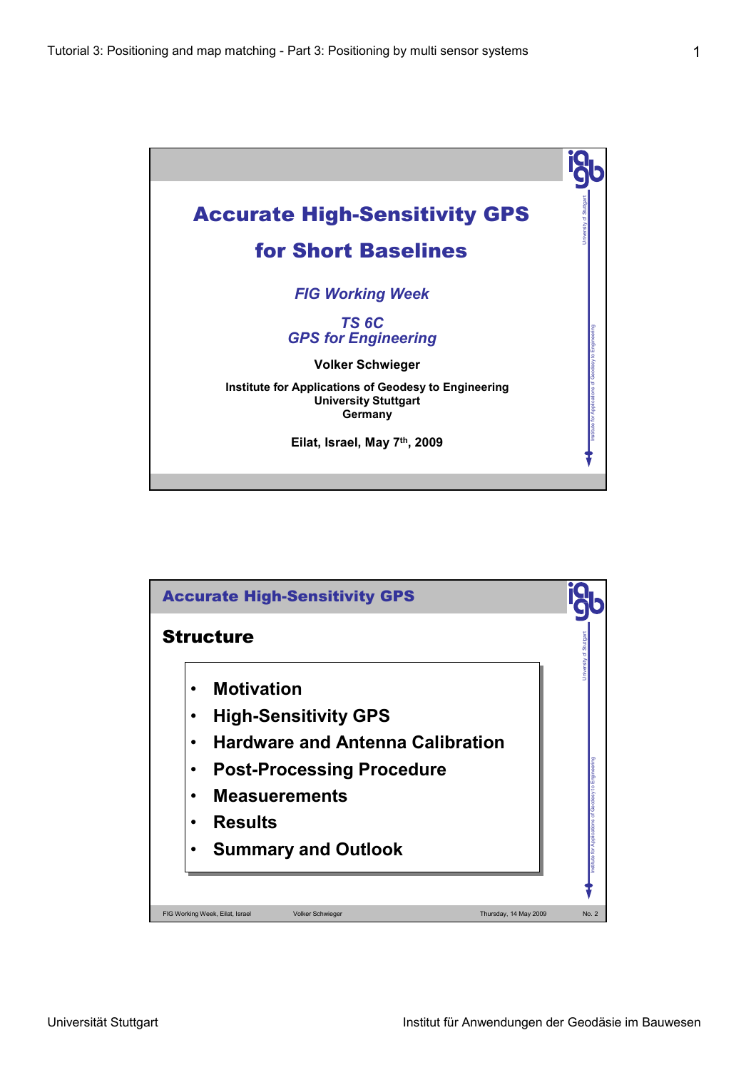# Accurate High-Sensitivity GPS for Short Baselines

*FIG Working Week*

*TS 6C*
*GPS for Engineering*

**Volker Schwieger**

**Institute for Applications of Geodesy to Engineering**
**University Stuttgart**
**Germany**

**Eilat, Israel, May 7th, 2009**

---

## Accurate High-Sensitivity GPS

### Structure

- **Motivation**
- **High-Sensitivity GPS**
- **Hardware and Antenna Calibration**
- **Post-Processing Procedure**
- **Measurements**
- **Results**
- **Summary and Outlook**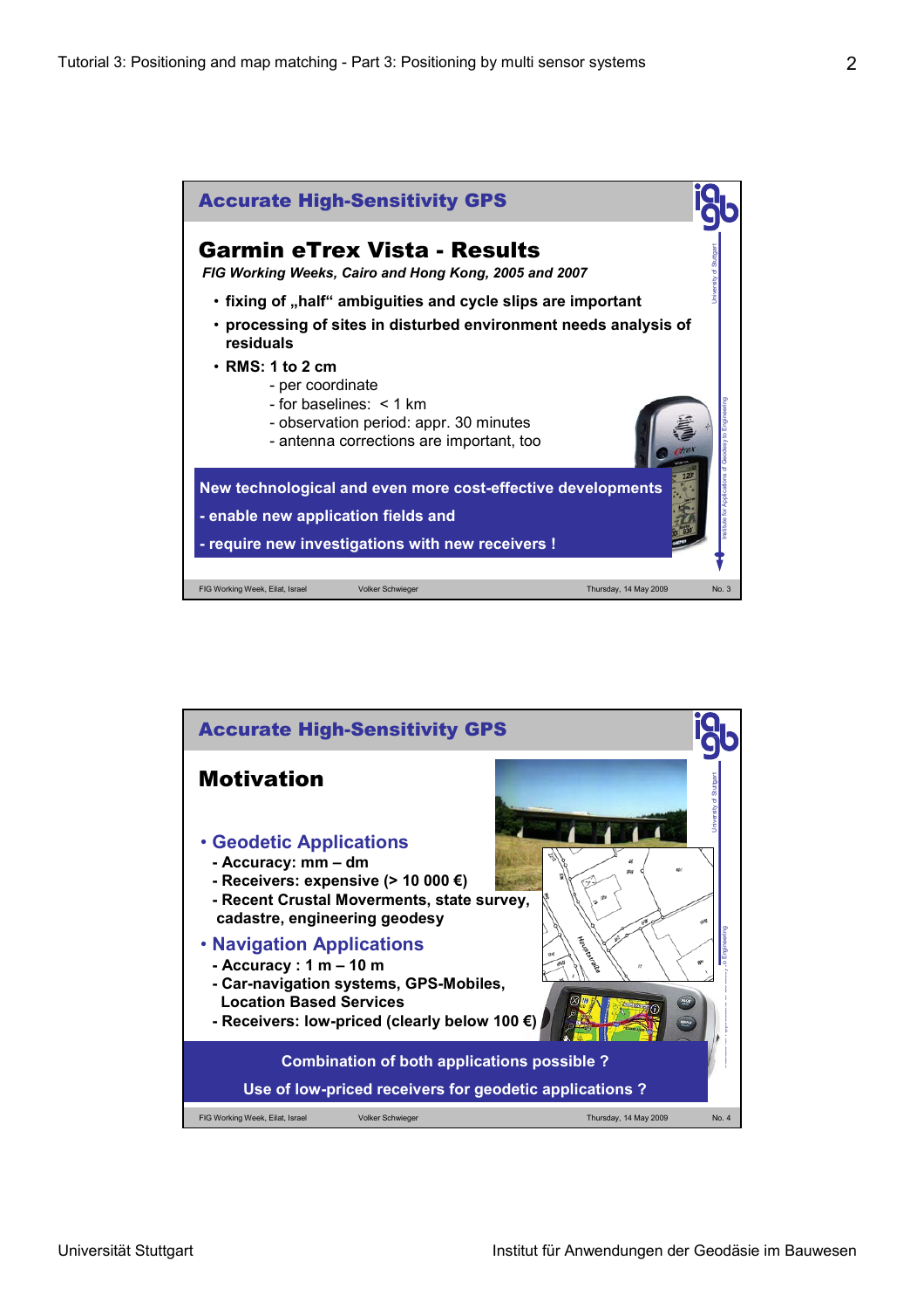## Accurate High-Sensitivity GPS

### Garmin eTrex Vista - Results

*FIG Working Weeks, Cairo and Hong Kong, 2005 and 2007*

- **fixing of „half" ambiguities and cycle slips are important**
- **processing of sites in disturbed environment needs analysis of residuals**
- **RMS: 1 to 2 cm**
  - per coordinate
  - for baselines: < 1 km
  - observation period: appr. 30 minutes
  - antenna corrections are important, too

**New technological and even more cost-effective developments**

**- enable new application fields and**

**- require new investigations with new receivers !**

FIG Working Week, Eilat, Israel — Volker Schwieger — Thursday, 14 May 2009 — No. 3

## Accurate High-Sensitivity GPS

### Motivation

- **Geodetic Applications**
  - **Accuracy: mm – dm**
  - **Receivers: expensive (> 10 000 €)**
  - **Recent Crustal Moverments, state survey, cadastre, engineering geodesy**
- **Navigation Applications**
  - **Accuracy : 1 m – 10 m**
  - **Car-navigation systems, GPS-Mobiles, Location Based Services**
  - **Receivers: low-priced (clearly below 100 €)**

**Combination of both applications possible ?**

**Use of low-priced receivers for geodetic applications ?**

FIG Working Week, Eilat, Israel — Volker Schwieger — Thursday, 14 May 2009 — No. 4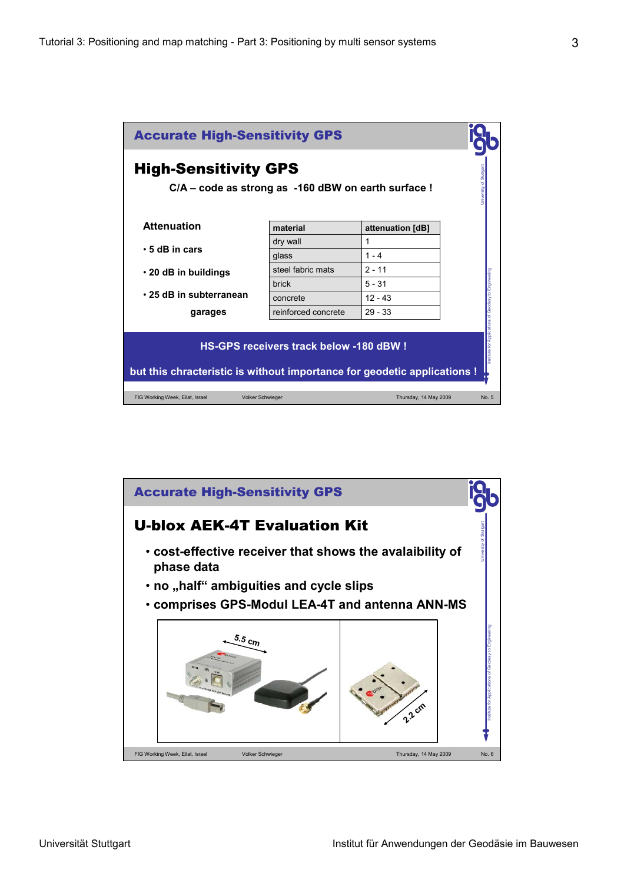## Accurate High-Sensitivity GPS

### High-Sensitivity GPS

**C/A – code as strong as -160 dBW on earth surface !**

**Attenuation**

- **5 dB in cars**
- **20 dB in buildings**
- **25 dB in subterranean garages**

| material | attenuation [dB] |
|---|---|
| dry wall | 1 |
| glass | 1 - 4 |
| steel fabric mats | 2 - 11 |
| brick | 5 - 31 |
| concrete | 12 - 43 |
| reinforced concrete | 29 - 33 |

**HS-GPS receivers track below -180 dBW !**

**but this chracteristic is without importance for geodetic applications !**

FIG Working Week, Eilat, Israel — Volker Schwieger — Thursday, 14 May 2009 — No. 5

## Accurate High-Sensitivity GPS

### U-blox AEK-4T Evaluation Kit

- **cost-effective receiver that shows the avalaibility of phase data**
- **no „half“ ambiguities and cycle slips**
- **comprises GPS-Modul LEA-4T and antenna ANN-MS**

5.5 cm

2.2 cm

FIG Working Week, Eilat, Israel — Volker Schwieger — Thursday, 14 May 2009 — No. 6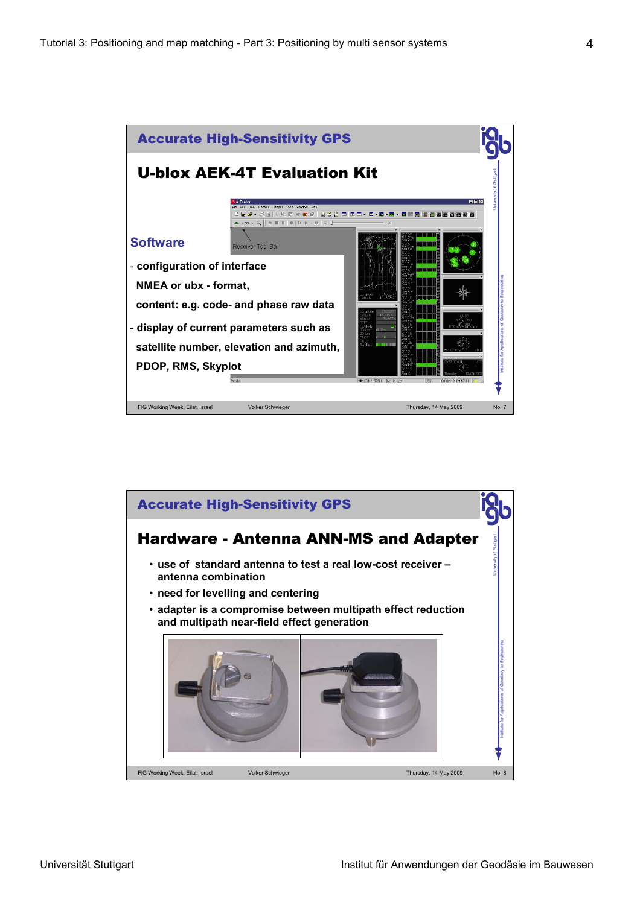## Accurate High-Sensitivity GPS

### U-blox AEK-4T Evaluation Kit

**Software**

- configuration of interface
  NMEA or ubx - format,
  content: e.g. code- and phase raw data
- display of current parameters such as
  satellite number, elevation and azimuth,
  PDOP, RMS, Skyplot

Receiver Tool Bar

FIG Working Week, Eilat, Israel — Volker Schwieger — Thursday, 14 May 2009 — No. 7

## Accurate High-Sensitivity GPS

### Hardware - Antenna ANN-MS and Adapter

- use of standard antenna to test a real low-cost receiver – antenna combination
- need for levelling and centering
- adapter is a compromise between multipath effect reduction and multipath near-field effect generation

FIG Working Week, Eilat, Israel — Volker Schwieger — Thursday, 14 May 2009 — No. 8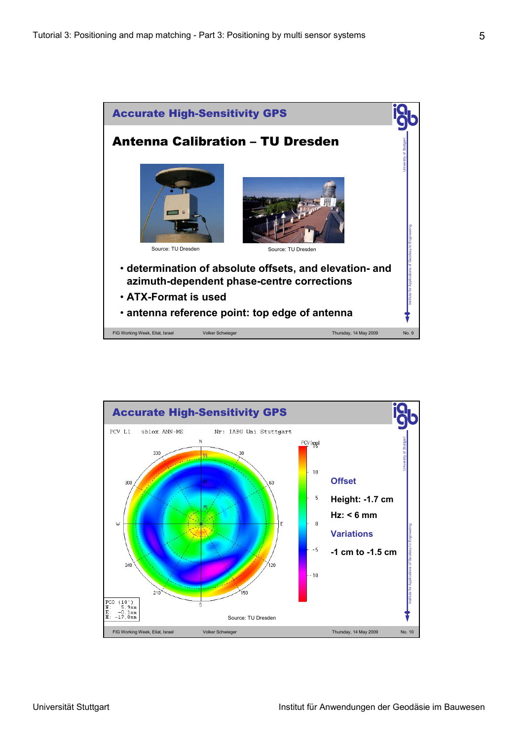## Accurate High-Sensitivity GPS

### Antenna Calibration – TU Dresden

Source: TU Dresden

Source: TU Dresden

- determination of absolute offsets, and elevation- and azimuth-dependent phase-centre corrections
- ATX-Format is used
- antenna reference point: top edge of antenna

FIG Working Week, Eilat, Israel — Volker Schwieger — Thursday, 14 May 2009 — No. 9

## Accurate High-Sensitivity GPS

PCV L1 ublox ANN-MS Nr: IABG Uni Stuttgart

PCO (10°)
N: 5.9mm
E: -0.1mm
H: -17.0mm

**Offset**

**Height: -1.7 cm**

**Hz: < 6 mm**

**Variations**

**-1 cm to -1.5 cm**

Source: TU Dresden

FIG Working Week, Eilat, Israel — Volker Schwieger — Thursday, 14 May 2009 — No. 10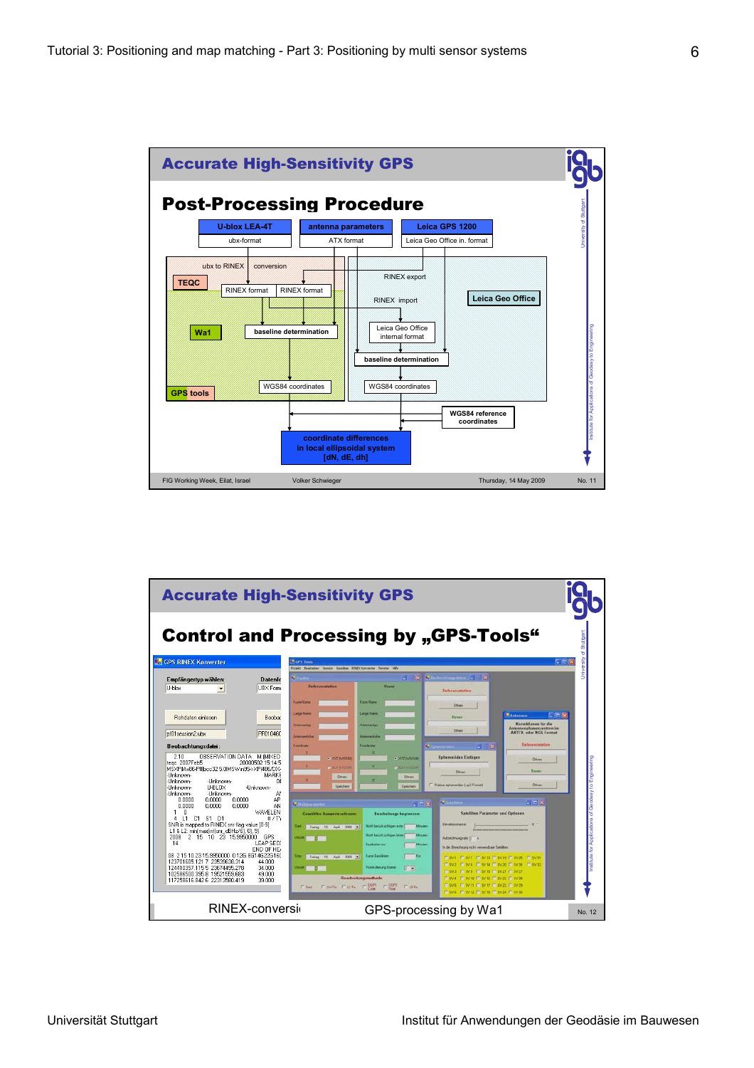## Accurate High-Sensitivity GPS

### Post-Processing Procedure

U-blox LEA-4T — ubx-format

antenna parameters — ATX format

Leica GPS 1200 — Leica Geo Office in. format

TEQC — ubx to RINEX conversion

RINEX format | RINEX format

RINEX export

Leica Geo Office

RINEX import

Wa1 — baseline determination

Leica Geo Office internal format

baseline determination

GPS tools

WGS84 coordinates | WGS84 coordinates

WGS84 reference coordinates

coordinate differences in local ellipsoidal system [dN, dE, dh]

FIG Working Week, Eilat, Israel — Volker Schwieger — Thursday, 14 May 2009 — No. 11

## Accurate High-Sensitivity GPS

### Control and Processing by „GPS-Tools“

RINEX-conversion — GPS-processing by Wa1

No. 12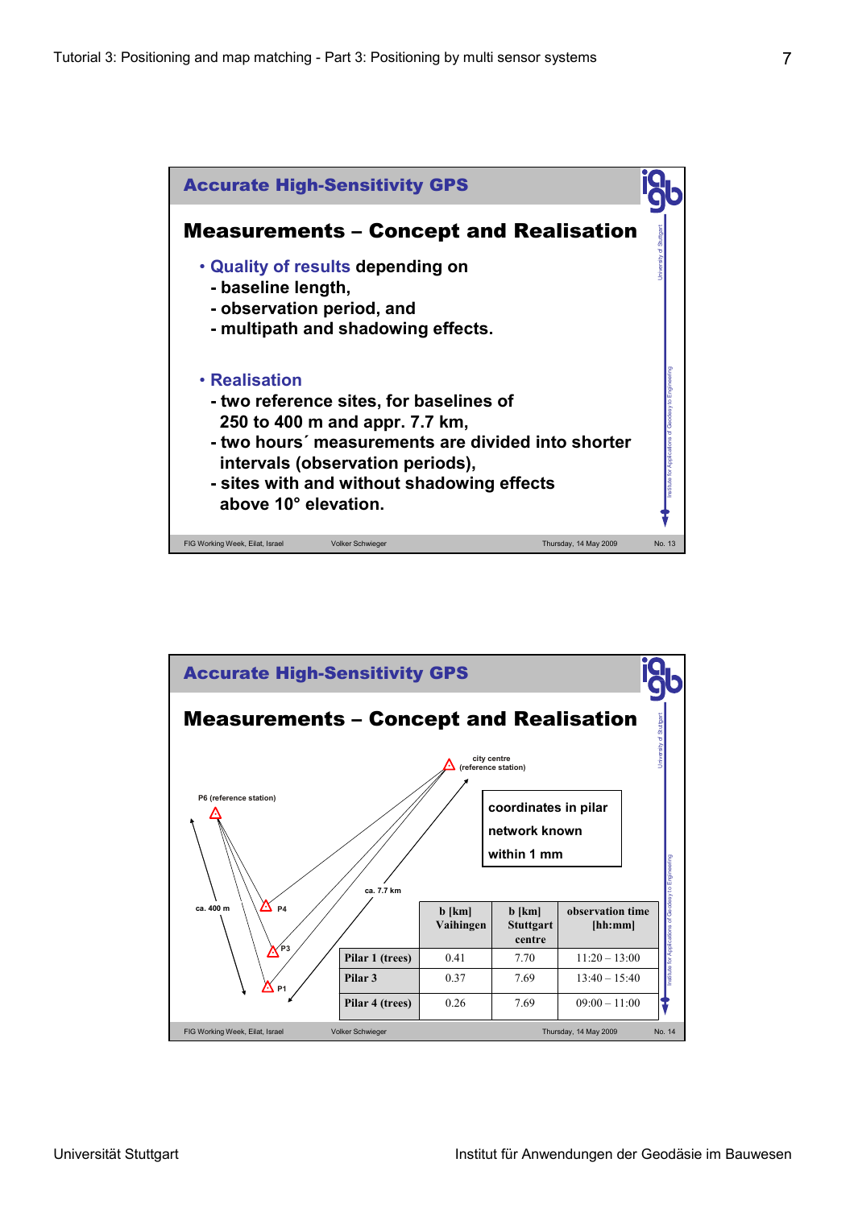## Accurate High-Sensitivity GPS

### Measurements – Concept and Realisation

- **Quality of results** depending on
  - baseline length,
  - observation period, and
  - multipath and shadowing effects.

- **Realisation**
  - two reference sites, for baselines of 250 to 400 m and appr. 7.7 km,
  - two hours´ measurements are divided into shorter intervals (observation periods),
  - sites with and without shadowing effects above 10° elevation.

FIG Working Week, Eilat, Israel — Volker Schwieger — Thursday, 14 May 2009 — No. 13

## Accurate High-Sensitivity GPS

### Measurements – Concept and Realisation

P6 (reference station)

city centre (reference station)

ca. 400 m

ca. 7.7 km

P4, P3, P1

coordinates in pilar network known within 1 mm

| | b [km] Vaihingen | b [km] Stuttgart centre | observation time [hh:mm] |
|---|---|---|---|
| Pilar 1 (trees) | 0.41 | 7.70 | 11:20 – 13:00 |
| Pilar 3 | 0.37 | 7.69 | 13:40 – 15:40 |
| Pilar 4 (trees) | 0.26 | 7.69 | 09:00 – 11:00 |

FIG Working Week, Eilat, Israel — Volker Schwieger — Thursday, 14 May 2009 — No. 14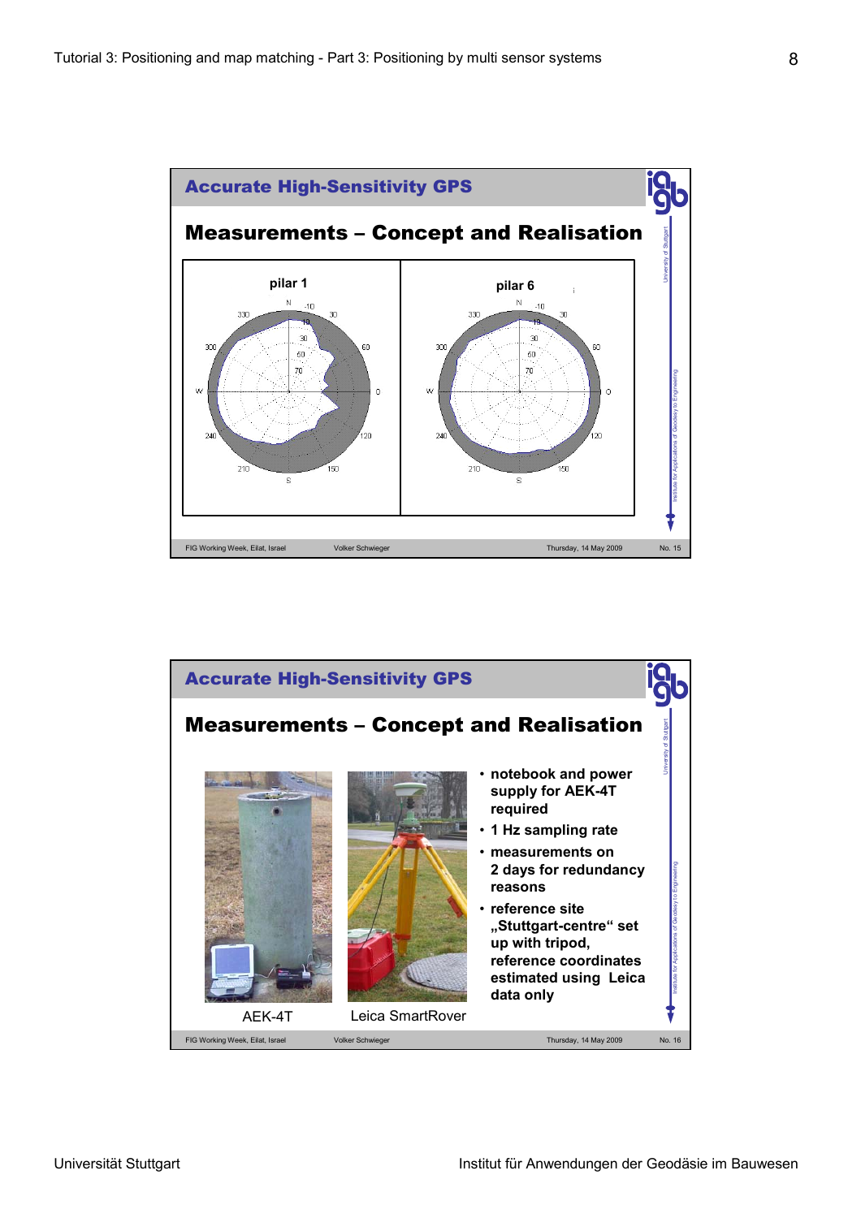## Accurate High-Sensitivity GPS

### Measurements – Concept and Realisation

pilar 1

pilar 6

## Accurate High-Sensitivity GPS

### Measurements – Concept and Realisation

- notebook and power supply for AEK-4T required
- 1 Hz sampling rate
- measurements on 2 days for redundancy reasons
- reference site „Stuttgart-centre“ set up with tripod, reference coordinates estimated using Leica data only

AEK-4T

Leica SmartRover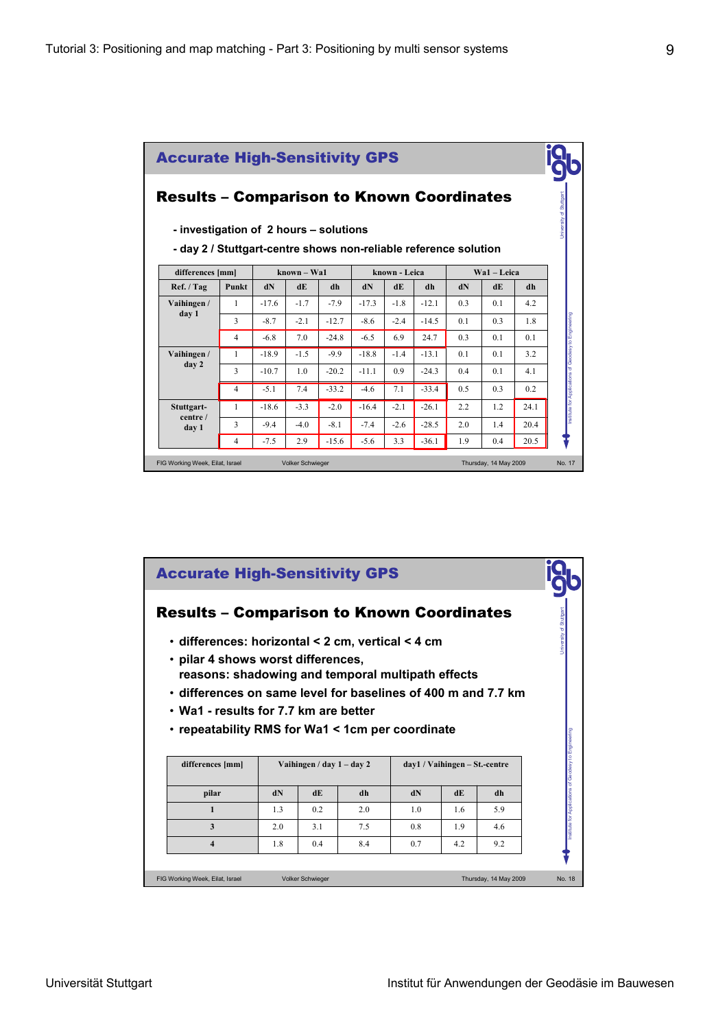## Accurate High-Sensitivity GPS

### Results – Comparison to Known Coordinates

- investigation of 2 hours – solutions
- day 2 / Stuttgart-centre shows non-reliable reference solution

| differences [mm] | | known – Wa1 | | | known - Leica | | | Wa1 – Leica | | |
|---|---|---|---|---|---|---|---|---|---|---|
| Ref. / Tag | Punkt | dN | dE | dh | dN | dE | dh | dN | dE | dh |
| Vaihingen / day 1 | 1 | -17.6 | -1.7 | -7.9 | -17.3 | -1.8 | -12.1 | 0.3 | 0.1 | 4.2 |
| | 3 | -8.7 | -2.1 | -12.7 | -8.6 | -2.4 | -14.5 | 0.1 | 0.3 | 1.8 |
| | 4 | -6.8 | 7.0 | -24.8 | -6.5 | 6.9 | 24.7 | 0.3 | 0.1 | 0.1 |
| Vaihingen / day 2 | 1 | -18.9 | -1.5 | -9.9 | -18.8 | -1.4 | -13.1 | 0.1 | 0.1 | 3.2 |
| | 3 | -10.7 | 1.0 | -20.2 | -11.1 | 0.9 | -24.3 | 0.4 | 0.1 | 4.1 |
| | 4 | -5.1 | 7.4 | -33.2 | -4.6 | 7.1 | -33.4 | 0.5 | 0.3 | 0.2 |
| Stuttgart-centre / day 1 | 1 | -18.6 | -3.3 | -2.0 | -16.4 | -2.1 | -26.1 | 2.2 | 1.2 | 24.1 |
| | 3 | -9.4 | -4.0 | -8.1 | -7.4 | -2.6 | -28.5 | 2.0 | 1.4 | 20.4 |
| | 4 | -7.5 | 2.9 | -15.6 | -5.6 | 3.3 | -36.1 | 1.9 | 0.4 | 20.5 |

FIG Working Week, Eilat, Israel — Volker Schwieger — Thursday, 14 May 2009 — No. 17

## Accurate High-Sensitivity GPS

### Results – Comparison to Known Coordinates

- differences: horizontal < 2 cm, vertical < 4 cm
- pilar 4 shows worst differences, reasons: shadowing and temporal multipath effects
- differences on same level for baselines of 400 m and 7.7 km
- Wa1 - results for 7.7 km are better
- repeatability RMS for Wa1 < 1cm per coordinate

| differences [mm] | Vaihingen / day 1 – day 2 | | | day1 / Vaihingen – St.-centre | | |
|---|---|---|---|---|---|---|
| pilar | dN | dE | dh | dN | dE | dh |
| 1 | 1.3 | 0.2 | 2.0 | 1.0 | 1.6 | 5.9 |
| 3 | 2.0 | 3.1 | 7.5 | 0.8 | 1.9 | 4.6 |
| 4 | 1.8 | 0.4 | 8.4 | 0.7 | 4.2 | 9.2 |

FIG Working Week, Eilat, Israel — Volker Schwieger — Thursday, 14 May 2009 — No. 18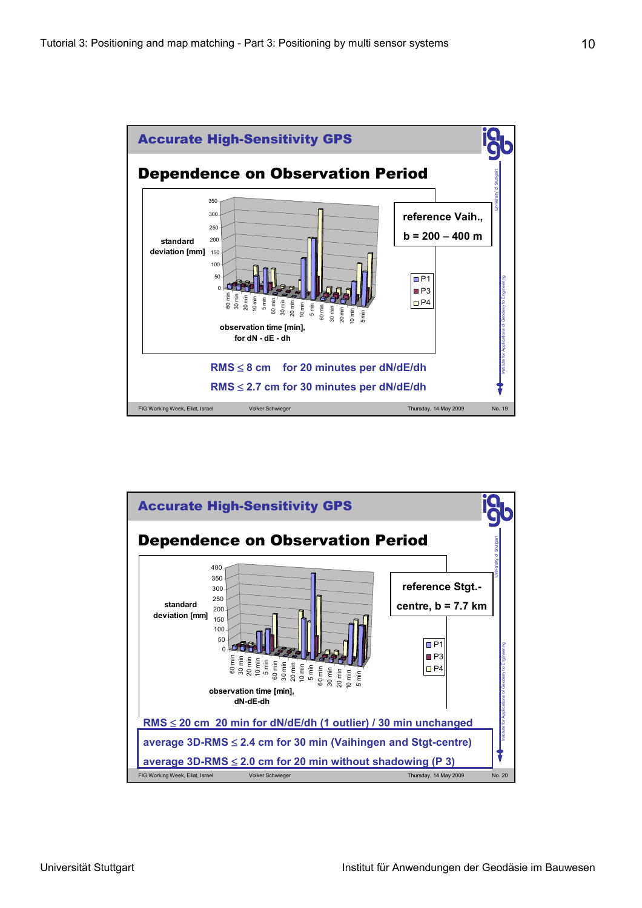## Accurate High-Sensitivity GPS

### Dependence on Observation Period

standard deviation [mm]

observation time [min], for dN - dE - dh

reference Vaih., b = 200 – 400 m

P1, P3, P4

RMS ≤ 8 cm for 20 minutes per dN/dE/dh

RMS ≤ 2.7 cm for 30 minutes per dN/dE/dh

FIG Working Week, Eilat, Israel — Volker Schwieger — Thursday, 14 May 2009 — No. 19

## Accurate High-Sensitivity GPS

### Dependence on Observation Period

standard deviation [mm]

observation time [min], dN-dE-dh

reference Stgt.-centre, b = 7.7 km

P1, P3, P4

RMS ≤ 20 cm 20 min for dN/dE/dh (1 outlier) / 30 min unchanged

average 3D-RMS ≤ 2.4 cm for 30 min (Vaihingen and Stgt-centre)

average 3D-RMS ≤ 2.0 cm for 20 min without shadowing (P 3)

FIG Working Week, Eilat, Israel — Volker Schwieger — Thursday, 14 May 2009 — No. 20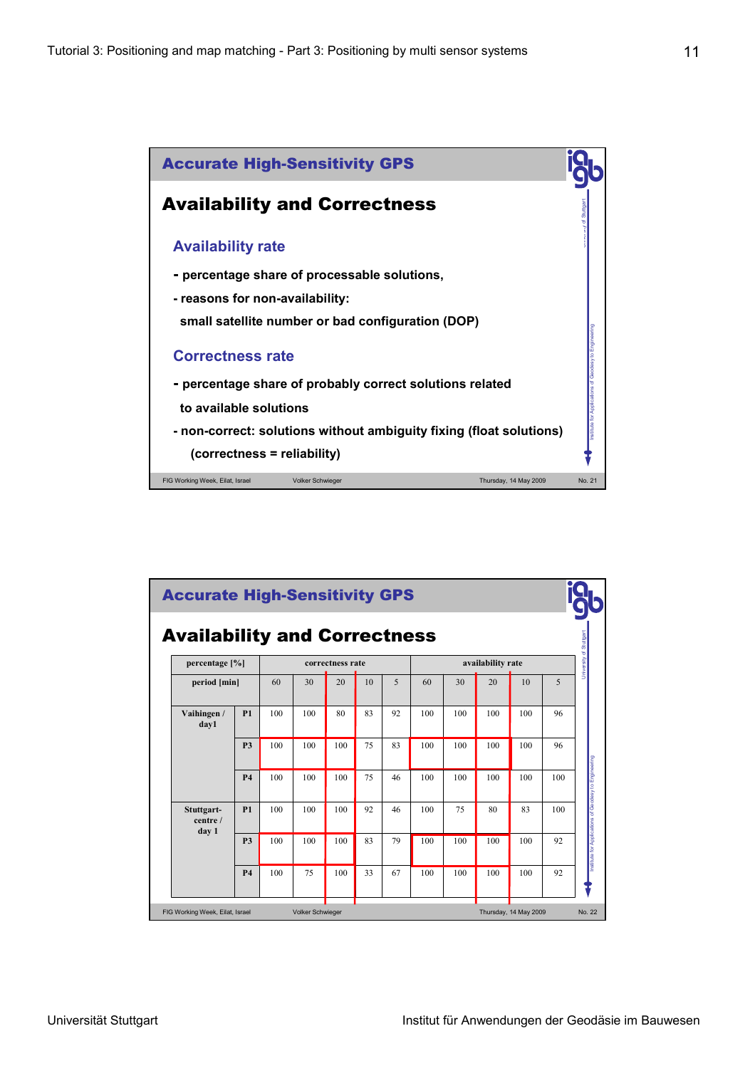## Accurate High-Sensitivity GPS

### Availability and Correctness

**Availability rate**

- **percentage share of processable solutions,**
- **reasons for non-availability:**
  **small satellite number or bad configuration (DOP)**

**Correctness rate**

- **percentage share of probably correct solutions related to available solutions**
- **non-correct: solutions without ambiguity fixing (float solutions)**
  **(correctness = reliability)**

FIG Working Week, Eilat, Israel — Volker Schwieger — Thursday, 14 May 2009 — No. 21

## Accurate High-Sensitivity GPS

### Availability and Correctness

| percentage [%] | | correctness rate | | | | | availability rate | | | | |
|---|---|---|---|---|---|---|---|---|---|---|---|
| period [min] | | 60 | 30 | 20 | 10 | 5 | 60 | 30 | 20 | 10 | 5 |
| Vaihingen / day1 | P1 | 100 | 100 | 80 | 83 | 92 | 100 | 100 | 100 | 100 | 96 |
| | P3 | 100 | 100 | 100 | 75 | 83 | 100 | 100 | 100 | 100 | 96 |
| | P4 | 100 | 100 | 100 | 75 | 46 | 100 | 100 | 100 | 100 | 100 |
| Stuttgart-centre / day 1 | P1 | 100 | 100 | 100 | 92 | 46 | 100 | 75 | 80 | 83 | 100 |
| | P3 | 100 | 100 | 100 | 83 | 79 | 100 | 100 | 100 | 100 | 92 |
| | P4 | 100 | 75 | 100 | 33 | 67 | 100 | 100 | 100 | 100 | 92 |

FIG Working Week, Eilat, Israel — Volker Schwieger — Thursday, 14 May 2009 — No. 22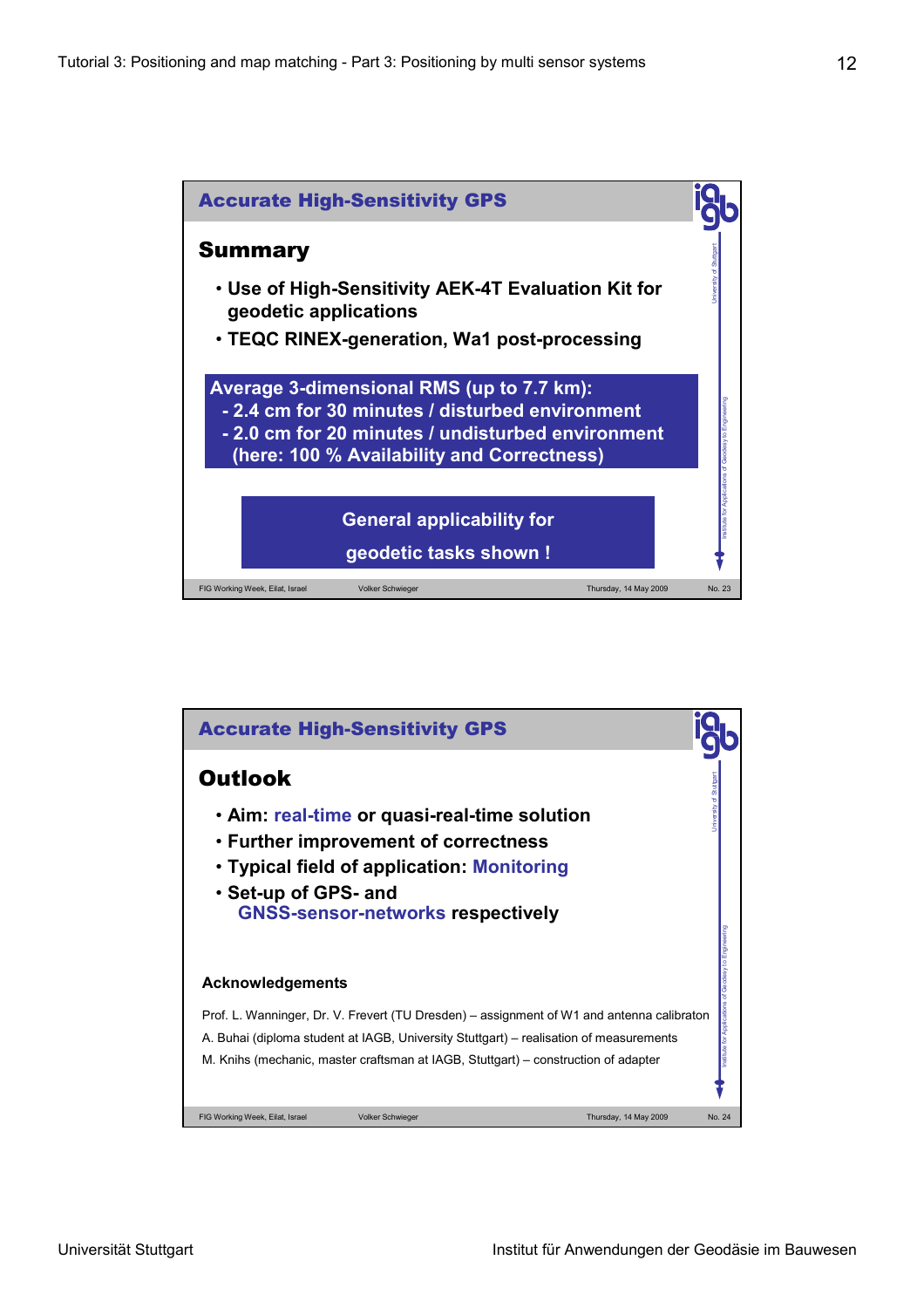## Accurate High-Sensitivity GPS

### Summary

- Use of High-Sensitivity AEK-4T Evaluation Kit for geodetic applications
- TEQC RINEX-generation, Wa1 post-processing

**Average 3-dimensional RMS (up to 7.7 km):**
- **2.4 cm for 30 minutes / disturbed environment**
- **2.0 cm for 20 minutes / undisturbed environment**
  **(here: 100 % Availability and Correctness)**

**General applicability for geodetic tasks shown !**

FIG Working Week, Eilat, Israel — Volker Schwieger — Thursday, 14 May 2009 — No. 23

## Accurate High-Sensitivity GPS

### Outlook

- Aim: real-time or quasi-real-time solution
- Further improvement of correctness
- Typical field of application: Monitoring
- Set-up of GPS- and GNSS-sensor-networks respectively

**Acknowledgements**

Prof. L. Wanninger, Dr. V. Frevert (TU Dresden) – assignment of W1 and antenna calibraton

A. Buhai (diploma student at IAGB, University Stuttgart) – realisation of measurements

M. Knihs (mechanic, master craftsman at IAGB, Stuttgart) – construction of adapter

FIG Working Week, Eilat, Israel — Volker Schwieger — Thursday, 14 May 2009 — No. 24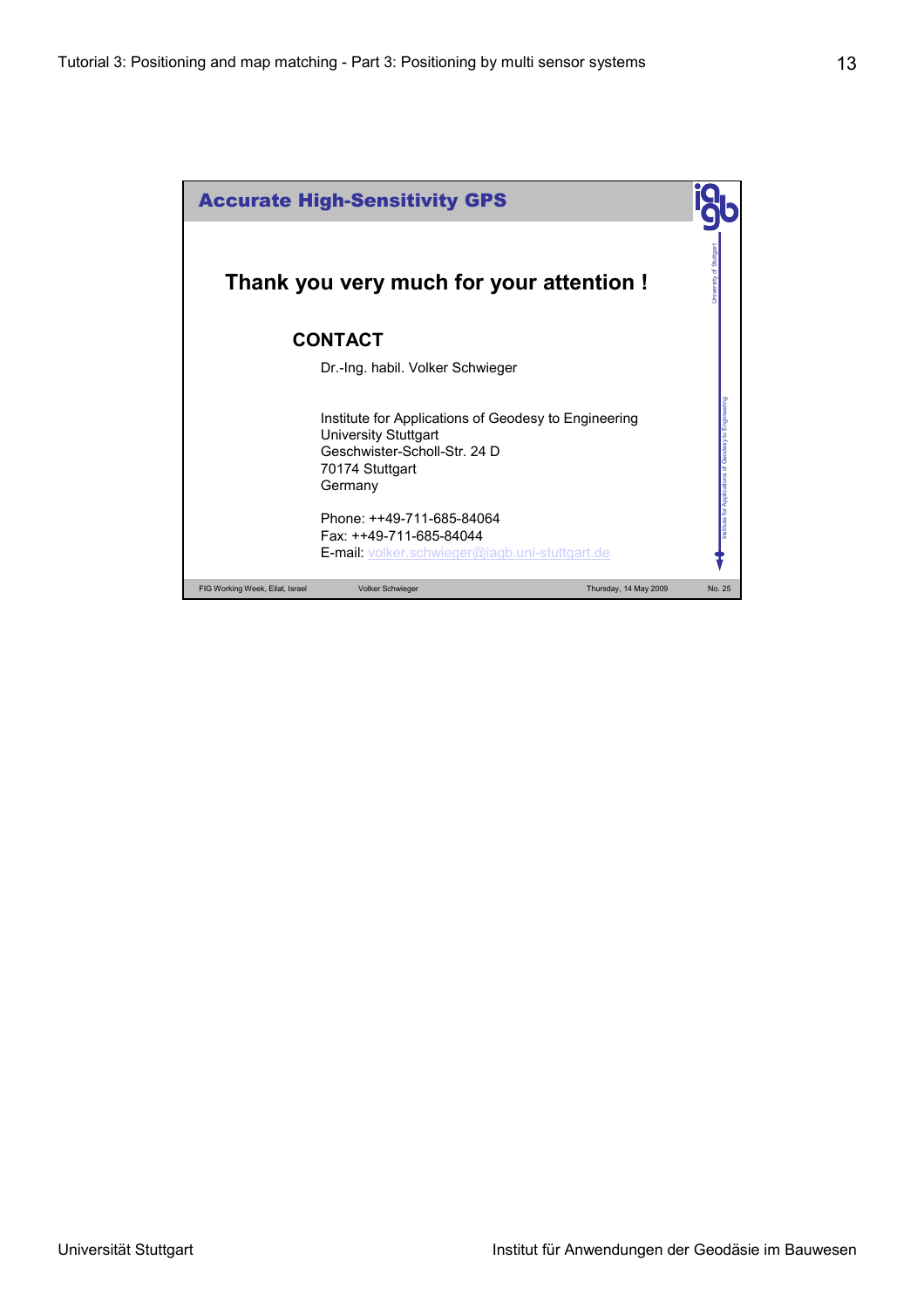## Accurate High-Sensitivity GPS

**Thank you very much for your attention !**

**CONTACT**

Dr.-Ing. habil. Volker Schwieger

Institute for Applications of Geodesy to Engineering
University Stuttgart
Geschwister-Scholl-Str. 24 D
70174 Stuttgart
Germany

Phone: ++49-711-685-84064
Fax: ++49-711-685-84044
E-mail: volker.schwieger@iagb.uni-stuttgart.de

FIG Working Week, Eilat, Israel    Volker Schwieger    Thursday, 14 May 2009    No. 25